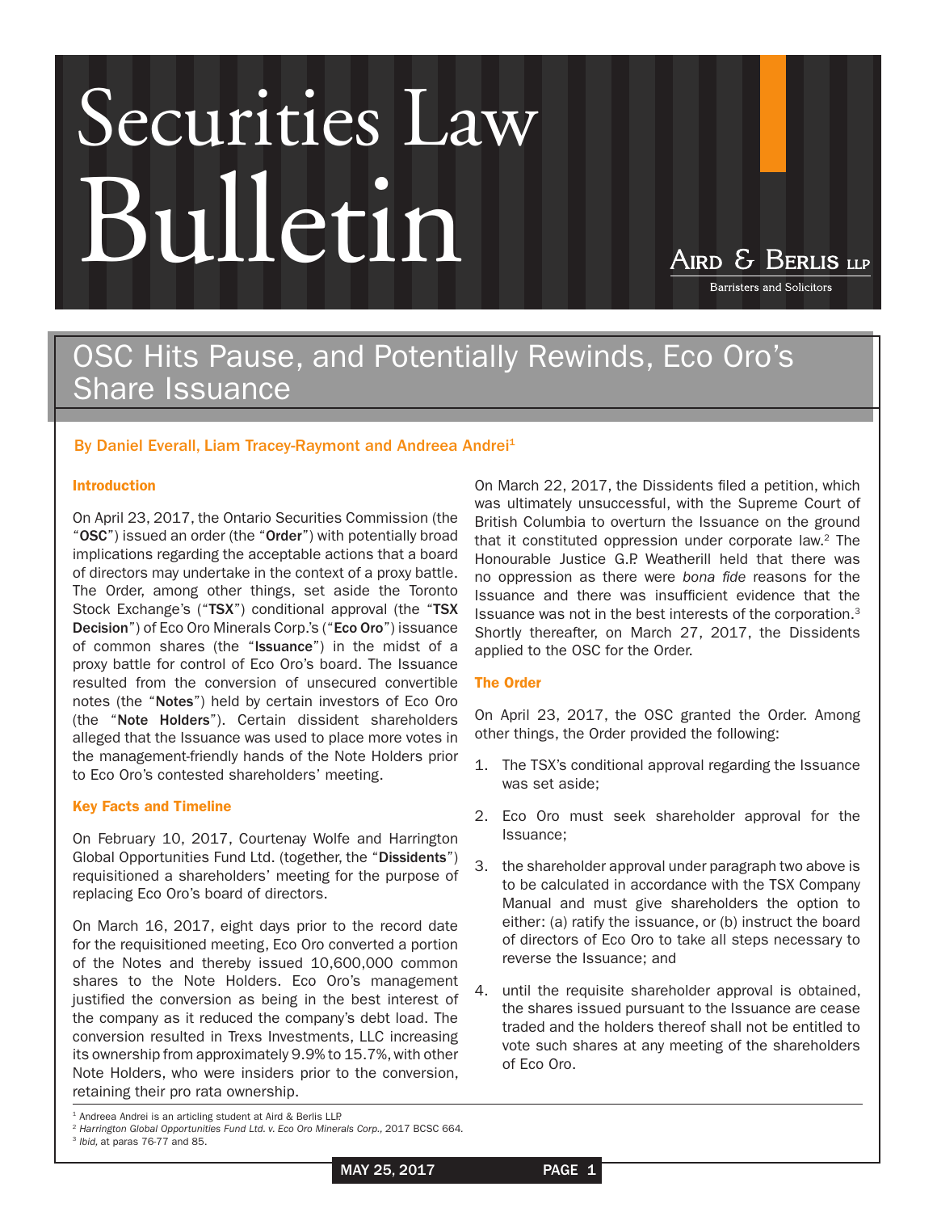# Securities Law Bulletin

Aird & Berlis LLP

Barristers and Solicitors

## OSC Hits Pause, and Potentially Rewinds, Eco Oro's Share Issuance

**By Daniel Everall, Liam Tracey-Raymont and Andreea Andrei[1]**

### Introduction

On April 23, 2017, the Ontario Securities Commission (the "**OSC**") issued an order (the "**Order**") with potentially broad implications regarding the acceptable actions that a board of directors may undertake in the context of a proxy battle. The Order, among other things, set aside the Toronto Stock Exchange's ("**TSX**") conditional approval (the "**TSX Decision**") of Eco Oro Minerals Corp.'s ("**Eco Oro**") issuance of common shares (the "**Issuance**") in the midst of a proxy battle for control of Eco Oro's board. The Issuance resulted from the conversion of unsecured convertible notes (the "**Notes**") held by certain investors of Eco Oro (the "**Note Holders**"). Certain dissident shareholders alleged that the Issuance was used to place more votes in the management-friendly hands of the Note Holders prior to Eco Oro's contested shareholders' meeting.

### Key Facts and Timeline

On February 10, 2017, Courtenay Wolfe and Harrington Global Opportunities Fund Ltd. (together, the "**Dissidents**") requisitioned a shareholders' meeting for the purpose of replacing Eco Oro's board of directors.

On March 16, 2017, eight days prior to the record date for the requisitioned meeting, Eco Oro converted a portion of the Notes and thereby issued 10,600,000 common shares to the Note Holders. Eco Oro's management justified the conversion as being in the best interest of the company as it reduced the company's debt load. The conversion resulted in Trexs Investments, LLC increasing its ownership from approximately 9.9% to 15.7%, with other Note Holders, who were insiders prior to the conversion, retaining their pro rata ownership.

On March 22, 2017, the Dissidents filed a petition, which was ultimately unsuccessful, with the Supreme Court of British Columbia to overturn the Issuance on the ground that it constituted oppression under corporate law.[2] The Honourable Justice G.P. Weatherill held that there was no oppression as there were *bona fide* reasons for the Issuance and there was insufficient evidence that the Issuance was not in the best interests of the corporation.[3] Shortly thereafter, on March 27, 2017, the Dissidents applied to the OSC for the Order.

### The Order

On April 23, 2017, the OSC granted the Order. Among other things, the Order provided the following:

1. The TSX's conditional approval regarding the Issuance was set aside;
2. Eco Oro must seek shareholder approval for the Issuance;
3. the shareholder approval under paragraph two above is to be calculated in accordance with the TSX Company Manual and must give shareholders the option to either: (a) ratify the issuance, or (b) instruct the board of directors of Eco Oro to take all steps necessary to reverse the Issuance; and
4. until the requisite shareholder approval is obtained, the shares issued pursuant to the Issuance are cease traded and the holders thereof shall not be entitled to vote such shares at any meeting of the shareholders of Eco Oro.

---

[1] Andreea Andrei is an articling student at Aird & Berlis LLP.

[2] *Harrington Global Opportunities Fund Ltd. v. Eco Oro Minerals Corp.,* 2017 BCSC 664.

[3] *Ibid,* at paras 76-77 and 85.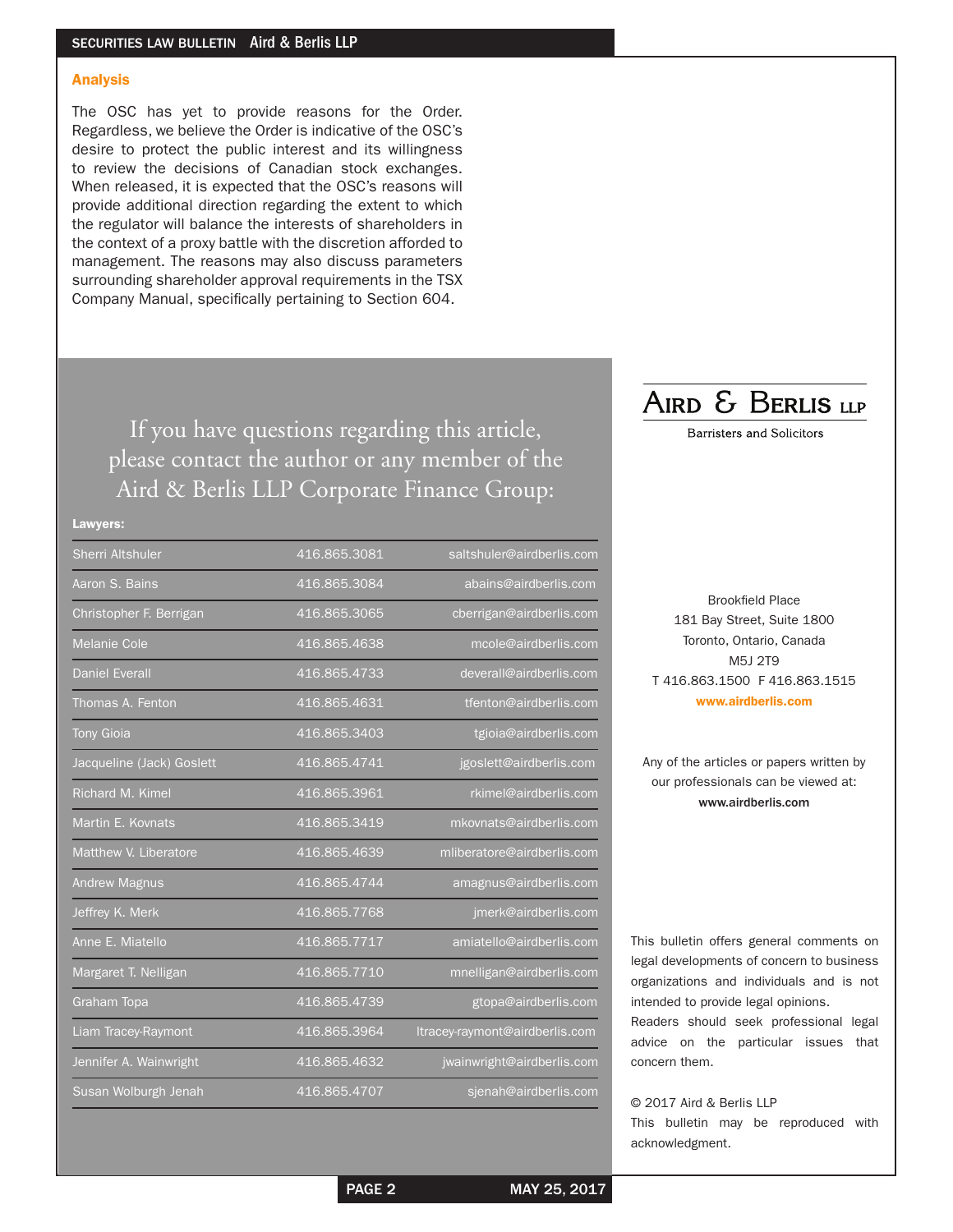## Analysis

The OSC has yet to provide reasons for the Order. Regardless, we believe the Order is indicative of the OSC's desire to protect the public interest and its willingness to review the decisions of Canadian stock exchanges. When released, it is expected that the OSC's reasons will provide additional direction regarding the extent to which the regulator will balance the interests of shareholders in the context of a proxy battle with the discretion afforded to management. The reasons may also discuss parameters surrounding shareholder approval requirements in the TSX Company Manual, specifically pertaining to Section 604.

If you have questions regarding this article, please contact the author or any member of the Aird & Berlis LLP Corporate Finance Group:

**Lawyers:**

| | | |
|---|---|---|
| Sherri Altshuler | 416.865.3081 | saltshuler@airdberlis.com |
| Aaron S. Bains | 416.865.3084 | abains@airdberlis.com |
| Christopher F. Berrigan | 416.865.3065 | cberrigan@airdberlis.com |
| Melanie Cole | 416.865.4638 | mcole@airdberlis.com |
| Daniel Everall | 416.865.4733 | deverall@airdberlis.com |
| Thomas A. Fenton | 416.865.4631 | tfenton@airdberlis.com |
| Tony Gioia | 416.865.3403 | tgioia@airdberlis.com |
| Jacqueline (Jack) Goslett | 416.865.4741 | jgoslett@airdberlis.com |
| Richard M. Kimel | 416.865.3961 | rkimel@airdberlis.com |
| Martin E. Kovnats | 416.865.3419 | mkovnats@airdberlis.com |
| Matthew V. Liberatore | 416.865.4639 | mliberatore@airdberlis.com |
| Andrew Magnus | 416.865.4744 | amagnus@airdberlis.com |
| Jeffrey K. Merk | 416.865.7768 | jmerk@airdberlis.com |
| Anne E. Miatello | 416.865.7717 | amiatello@airdberlis.com |
| Margaret T. Nelligan | 416.865.7710 | mnelligan@airdberlis.com |
| Graham Topa | 416.865.4739 | gtopa@airdberlis.com |
| Liam Tracey-Raymont | 416.865.3964 | ltracey-raymont@airdberlis.com |
| Jennifer A. Wainwright | 416.865.4632 | jwainwright@airdberlis.com |
| Susan Wolburgh Jenah | 416.865.4707 | sjenah@airdberlis.com |

AIRD & BERLIS LLP

Barristers and Solicitors

Brookfield Place
181 Bay Street, Suite 1800
Toronto, Ontario, Canada
M5J 2T9
T 416.863.1500 F 416.863.1515
**www.airdberlis.com**

Any of the articles or papers written by our professionals can be viewed at:
**www.airdberlis.com**

This bulletin offers general comments on legal developments of concern to business organizations and individuals and is not intended to provide legal opinions. Readers should seek professional legal advice on the particular issues that concern them.

© 2017 Aird & Berlis LLP
This bulletin may be reproduced with acknowledgment.